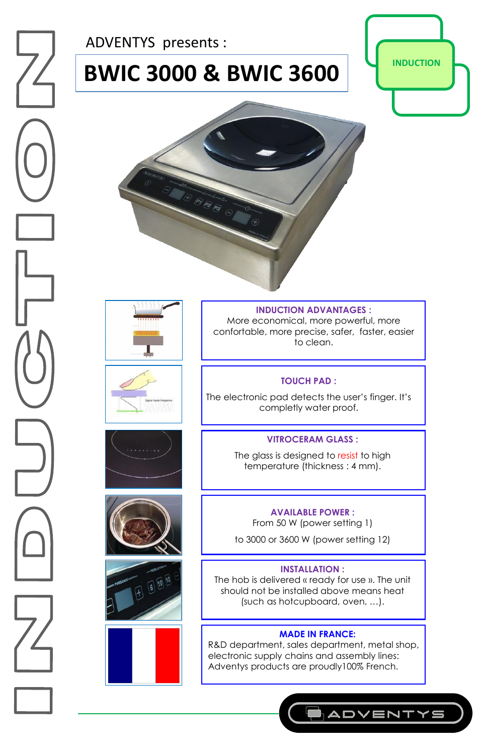ADVENTYS presents :

# BWIC 3000 & BWIC 3600

INDUCTION

**INDUCTION ADVANTAGES :**
More economical, more powerful, more confortable, more precise, safer, faster, easier to clean.

**TOUCH PAD :**

The electronic pad detects the user's finger. It's complety water proof.

**VITROCERAM GLASS :**

The glass is designed to resist to high temperature (thickness : 4 mm).

**AVAILABLE POWER :**
From 50 W (power setting 1)

to 3000 or 3600 W (power setting 12)

**INSTALLATION :**
The hob is delivered « ready for use ». The unit should not be installed above means heat (such as hotcupboard, oven, ...).

**MADE IN FRANCE:**
R&D department, sales department, metal shop, electronic supply chains and assembly lines: Adventys products are proudly100% French.

ADVENTYS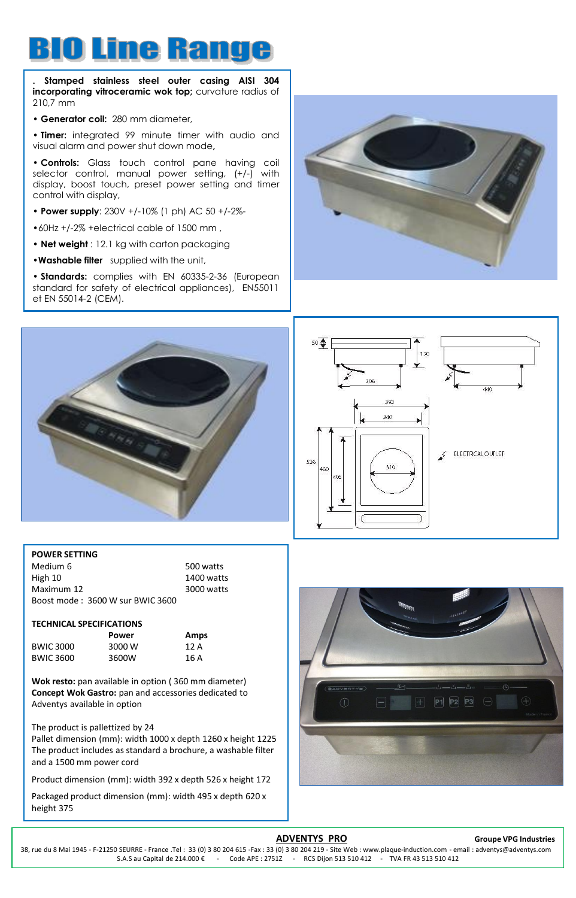# BIO Line Range

. **Stamped stainless steel outer casing AISI 304 incorporating vitroceramic wok top;** curvature radius of 210,7 mm

• **Generator coil:** 280 mm diameter,

• **Timer:** integrated 99 minute timer with audio and visual alarm and power shut down mode,

• **Controls:** Glass touch control pane having coil selector control, manual power setting, (+/-) with display, boost touch, preset power setting and timer control with display,

• **Power supply**: 230V +/-10% (1 ph) AC 50 +/-2%-

•60Hz +/-2% +electrical cable of 1500 mm ,

• **Net weight** : 12.1 kg with carton packaging

•**Washable filter** supplied with the unit,

• **Standards:** complies with EN 60335-2-36 (European standard for safety of electrical appliances), EN55011 et EN 55014-2 (CEM).

50

170

306

440

392

340

526

460

405

310

ELECTRICAL OUTLET

**POWER SETTING**

| | |
|---|---|
| Medium 6 | 500 watts |
| High 10 | 1400 watts |
| Maximum 12 | 3000 watts |

Boost mode : 3600 W sur BWIC 3600

**TECHNICAL SPECIFICATIONS**

| | Power | Amps |
|---|---|---|
| BWIC 3000 | 3000 W | 12 A |
| BWIC 3600 | 3600W | 16 A |

**Wok resto:** pan available in option ( 360 mm diameter)
**Concept Wok Gastro:** pan and accessories dedicated to Adventys available in option

The product is pallettized by 24
Pallet dimension (mm): width 1000 x depth 1260 x height 1225
The product includes as standard a brochure, a washable filter and a 1500 mm power cord

Product dimension (mm): width 392 x depth 526 x height 172

Packaged product dimension (mm): width 495 x depth 620 x height 375

**ADVENTYS PRO** **Groupe VPG Industries**

38, rue du 8 Mai 1945 - F-21250 SEURRE - France .Tel : 33 (0) 3 80 204 615 -Fax : 33 (0) 3 80 204 219 - Site Web : www.plaque-induction.com - email : adventys@adventys.com
S.A.S au Capital de 214.000 € - Code APE : 2751Z - RCS Dijon 513 510 412 - TVA FR 43 513 510 412